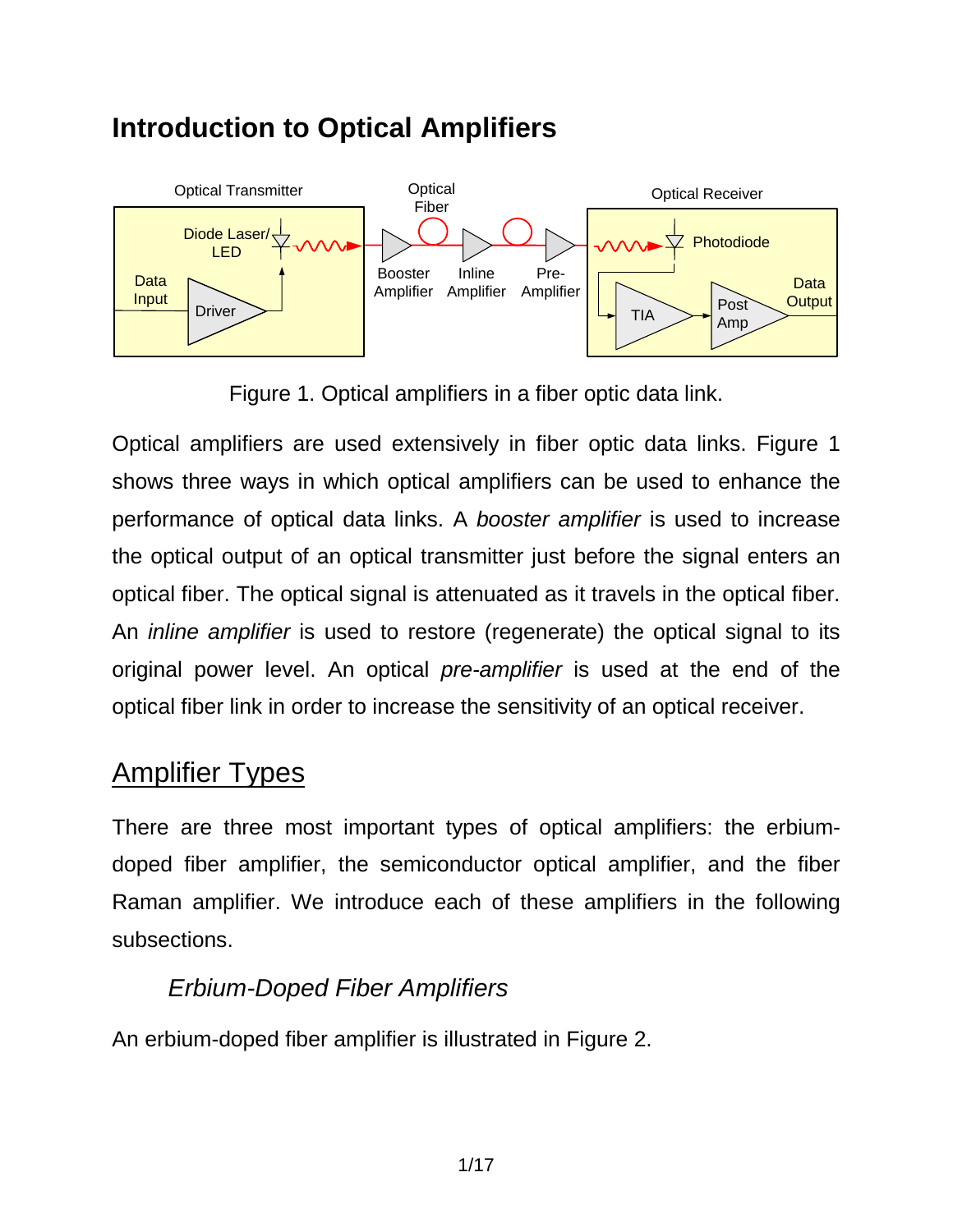# Introduction to Optical Amplifiers

Figure 1. Optical amplifiers in a fiber optic data link.

Optical amplifiers are used extensively in fiber optic data links. Figure 1 shows three ways in which optical amplifiers can be used to enhance the performance of optical data links. A *booster amplifier* is used to increase the optical output of an optical transmitter just before the signal enters an optical fiber. The optical signal is attenuated as it travels in the optical fiber. An *inline amplifier* is used to restore (regenerate) the optical signal to its original power level. An optical *pre-amplifier* is used at the end of the optical fiber link in order to increase the sensitivity of an optical receiver.

## Amplifier Types

There are three most important types of optical amplifiers: the erbium-doped fiber amplifier, the semiconductor optical amplifier, and the fiber Raman amplifier. We introduce each of these amplifiers in the following subsections.

### *Erbium-Doped Fiber Amplifiers*

An erbium-doped fiber amplifier is illustrated in Figure 2.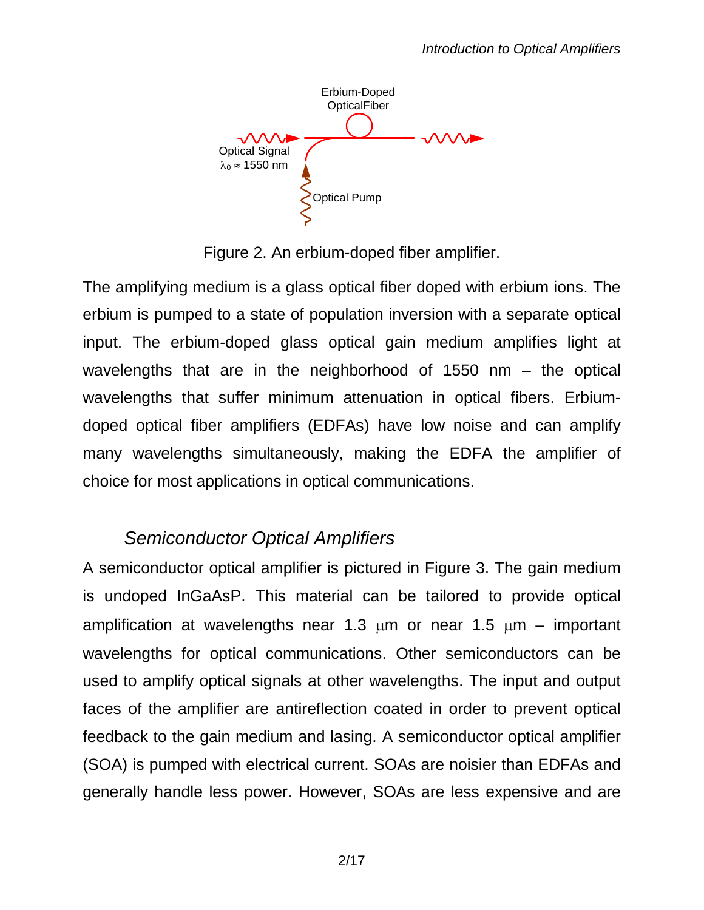Figure 2. An erbium-doped fiber amplifier.

The amplifying medium is a glass optical fiber doped with erbium ions. The erbium is pumped to a state of population inversion with a separate optical input. The erbium-doped glass optical gain medium amplifies light at wavelengths that are in the neighborhood of 1550 nm – the optical wavelengths that suffer minimum attenuation in optical fibers. Erbium-doped optical fiber amplifiers (EDFAs) have low noise and can amplify many wavelengths simultaneously, making the EDFA the amplifier of choice for most applications in optical communications.

### *Semiconductor Optical Amplifiers*

A semiconductor optical amplifier is pictured in Figure 3. The gain medium is undoped InGaAsP. This material can be tailored to provide optical amplification at wavelengths near 1.3 $\mu$m or near 1.5 $\mu$m – important wavelengths for optical communications. Other semiconductors can be used to amplify optical signals at other wavelengths. The input and output faces of the amplifier are antireflection coated in order to prevent optical feedback to the gain medium and lasing. A semiconductor optical amplifier (SOA) is pumped with electrical current. SOAs are noisier than EDFAs and generally handle less power. However, SOAs are less expensive and are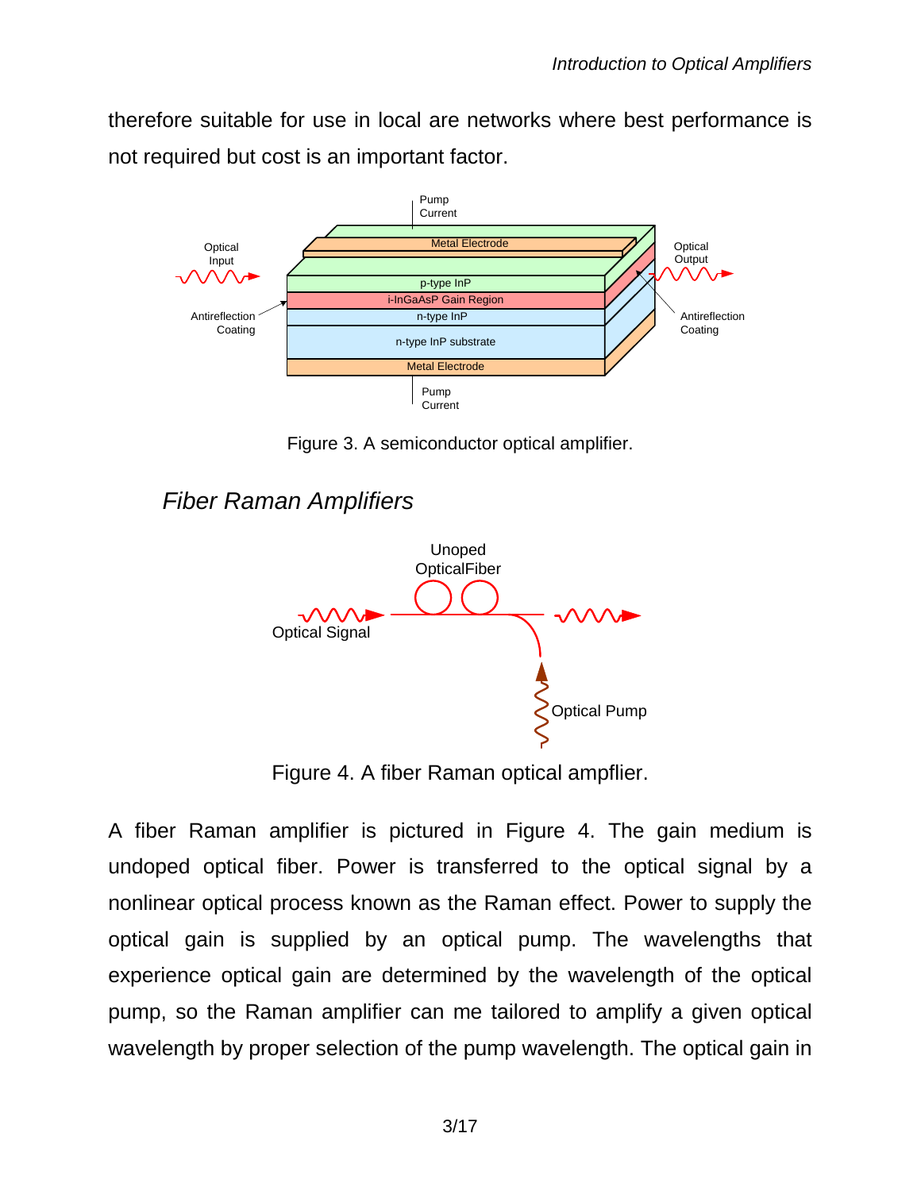therefore suitable for use in local are networks where best performance is not required but cost is an important factor.

Figure 3. A semiconductor optical amplifier.

## *Fiber Raman Amplifiers*

Figure 4. A fiber Raman optical ampflier.

A fiber Raman amplifier is pictured in Figure 4. The gain medium is undoped optical fiber. Power is transferred to the optical signal by a nonlinear optical process known as the Raman effect. Power to supply the optical gain is supplied by an optical pump. The wavelengths that experience optical gain are determined by the wavelength of the optical pump, so the Raman amplifier can me tailored to amplify a given optical wavelength by proper selection of the pump wavelength. The optical gain in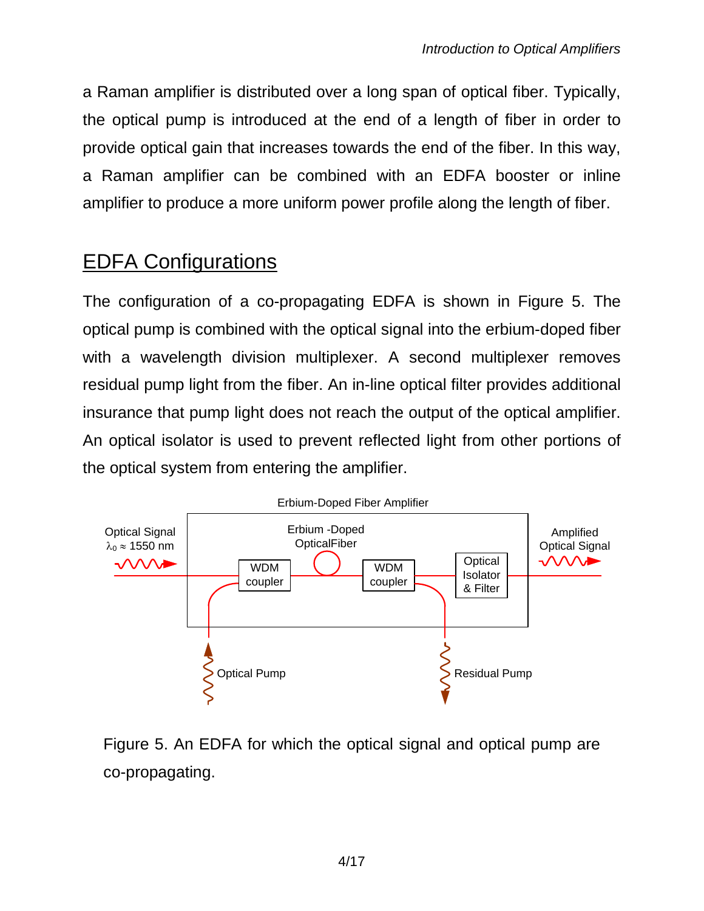a Raman amplifier is distributed over a long span of optical fiber. Typically, the optical pump is introduced at the end of a length of fiber in order to provide optical gain that increases towards the end of the fiber. In this way, a Raman amplifier can be combined with an EDFA booster or inline amplifier to produce a more uniform power profile along the length of fiber.

## EDFA Configurations

The configuration of a co-propagating EDFA is shown in Figure 5. The optical pump is combined with the optical signal into the erbium-doped fiber with a wavelength division multiplexer. A second multiplexer removes residual pump light from the fiber. An in-line optical filter provides additional insurance that pump light does not reach the output of the optical amplifier. An optical isolator is used to prevent reflected light from other portions of the optical system from entering the amplifier.

Erbium-Doped Fiber Amplifier

Optical Signal $\lambda_0 \approx 1550$ nm

Erbium -Doped OpticalFiber

WDM coupler

WDM coupler

Optical Isolator & Filter

Amplified Optical Signal

Optical Pump

Residual Pump

Figure 5. An EDFA for which the optical signal and optical pump are co-propagating.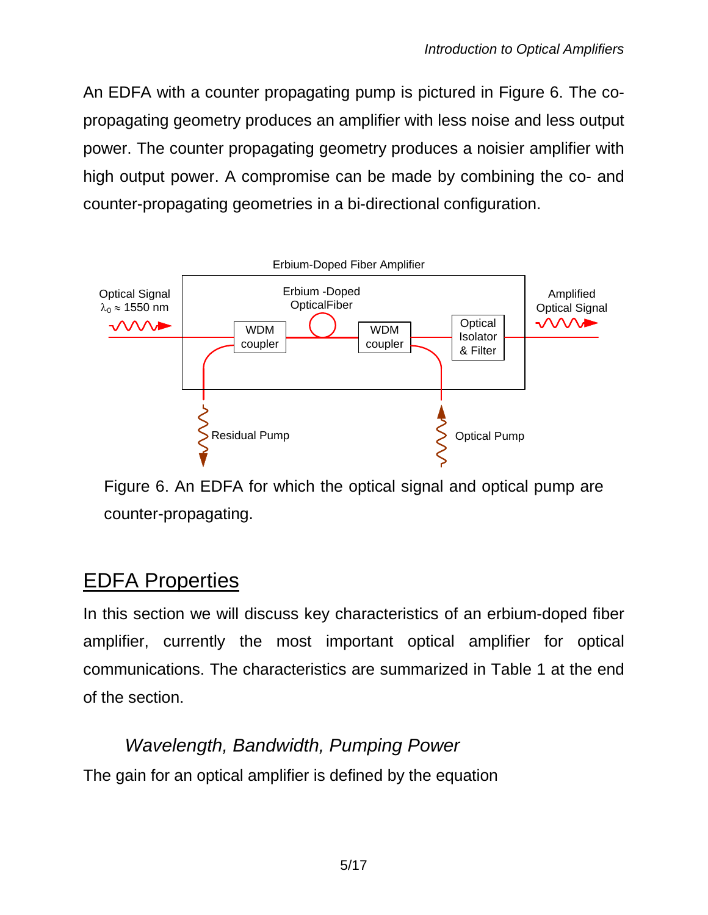An EDFA with a counter propagating pump is pictured in Figure 6. The co-propagating geometry produces an amplifier with less noise and less output power. The counter propagating geometry produces a noisier amplifier with high output power. A compromise can be made by combining the co- and counter-propagating geometries in a bi-directional configuration.

Figure 6. An EDFA for which the optical signal and optical pump are counter-propagating.

## EDFA Properties

In this section we will discuss key characteristics of an erbium-doped fiber amplifier, currently the most important optical amplifier for optical communications. The characteristics are summarized in Table 1 at the end of the section.

### *Wavelength, Bandwidth, Pumping Power*

The gain for an optical amplifier is defined by the equation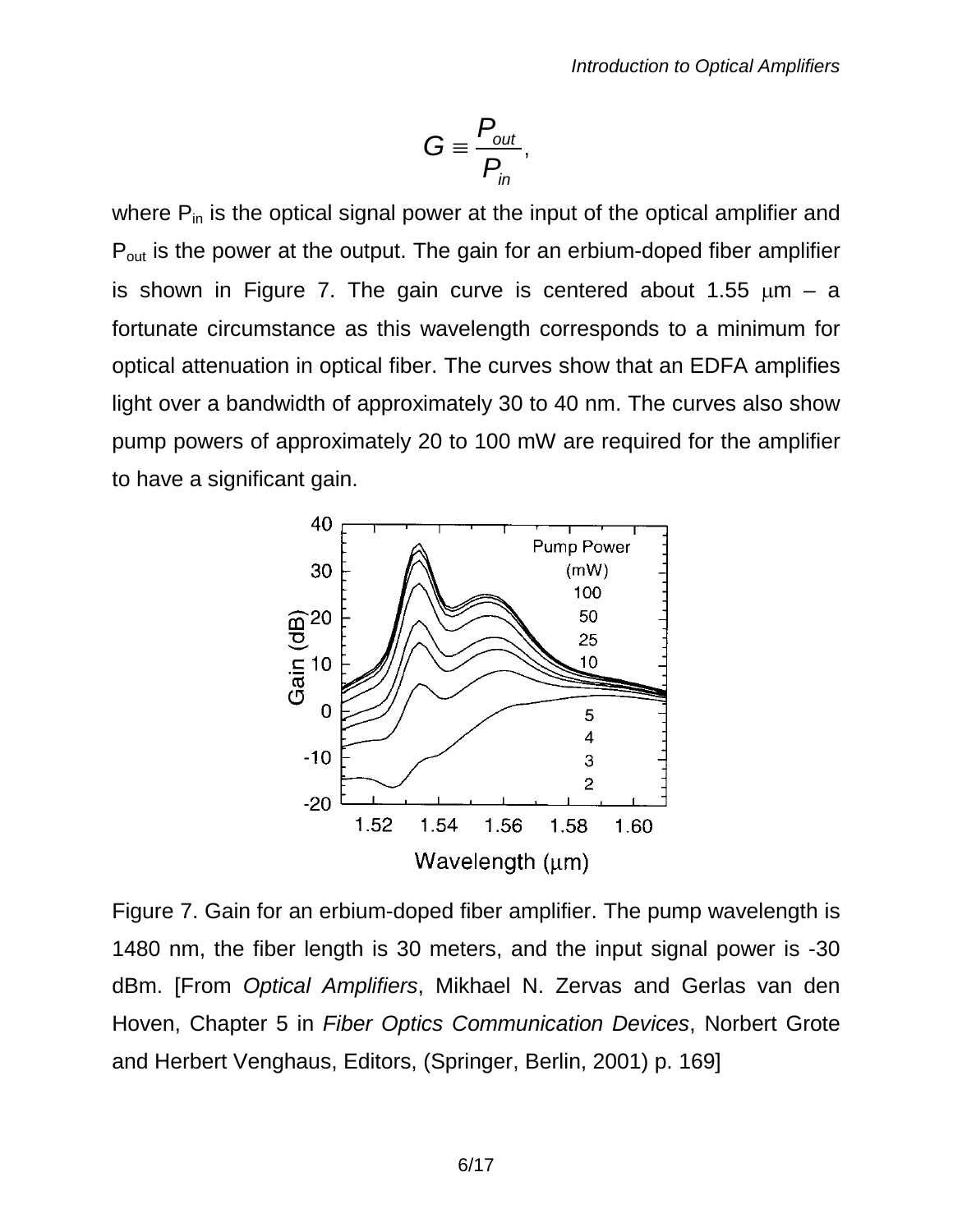$$G \equiv \frac{P_{out}}{P_{in}},$$

where $P_{in}$ is the optical signal power at the input of the optical amplifier and $P_{out}$ is the power at the output. The gain for an erbium-doped fiber amplifier is shown in Figure 7. The gain curve is centered about 1.55 μm – a fortunate circumstance as this wavelength corresponds to a minimum for optical attenuation in optical fiber. The curves show that an EDFA amplifies light over a bandwidth of approximately 30 to 40 nm. The curves also show pump powers of approximately 20 to 100 mW are required for the amplifier to have a significant gain.

Figure 7. Gain for an erbium-doped fiber amplifier. The pump wavelength is 1480 nm, the fiber length is 30 meters, and the input signal power is -30 dBm. [From *Optical Amplifiers*, Mikhael N. Zervas and Gerlas van den Hoven, Chapter 5 in *Fiber Optics Communication Devices*, Norbert Grote and Herbert Venghaus, Editors, (Springer, Berlin, 2001) p. 169]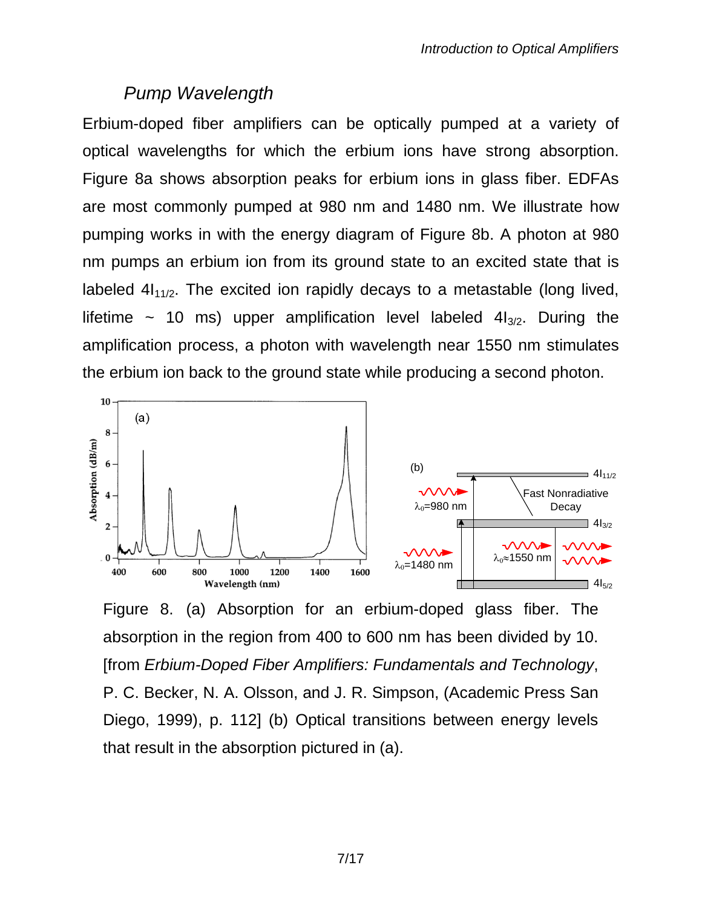## *Pump Wavelength*

Erbium-doped fiber amplifiers can be optically pumped at a variety of optical wavelengths for which the erbium ions have strong absorption. Figure 8a shows absorption peaks for erbium ions in glass fiber. EDFAs are most commonly pumped at 980 nm and 1480 nm. We illustrate how pumping works in with the energy diagram of Figure 8b. A photon at 980 nm pumps an erbium ion from its ground state to an excited state that is labeled $4I_{11/2}$. The excited ion rapidly decays to a metastable (long lived, lifetime ~ 10 ms) upper amplification level labeled $4I_{3/2}$. During the amplification process, a photon with wavelength near 1550 nm stimulates the erbium ion back to the ground state while producing a second photon.

Figure 8. (a) Absorption for an erbium-doped glass fiber. The absorption in the region from 400 to 600 nm has been divided by 10. [from *Erbium-Doped Fiber Amplifiers: Fundamentals and Technology*, P. C. Becker, N. A. Olsson, and J. R. Simpson, (Academic Press San Diego, 1999), p. 112] (b) Optical transitions between energy levels that result in the absorption pictured in (a).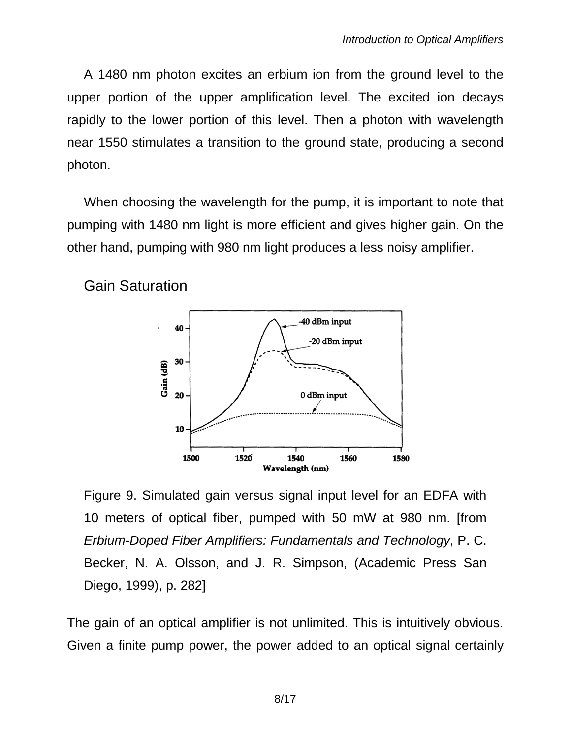A 1480 nm photon excites an erbium ion from the ground level to the upper portion of the upper amplification level. The excited ion decays rapidly to the lower portion of this level. Then a photon with wavelength near 1550 stimulates a transition to the ground state, producing a second photon.

When choosing the wavelength for the pump, it is important to note that pumping with 1480 nm light is more efficient and gives higher gain. On the other hand, pumping with 980 nm light produces a less noisy amplifier.

## Gain Saturation

Figure 9. Simulated gain versus signal input level for an EDFA with 10 meters of optical fiber, pumped with 50 mW at 980 nm. [from *Erbium-Doped Fiber Amplifiers: Fundamentals and Technology*, P. C. Becker, N. A. Olsson, and J. R. Simpson, (Academic Press San Diego, 1999), p. 282]

The gain of an optical amplifier is not unlimited. This is intuitively obvious. Given a finite pump power, the power added to an optical signal certainly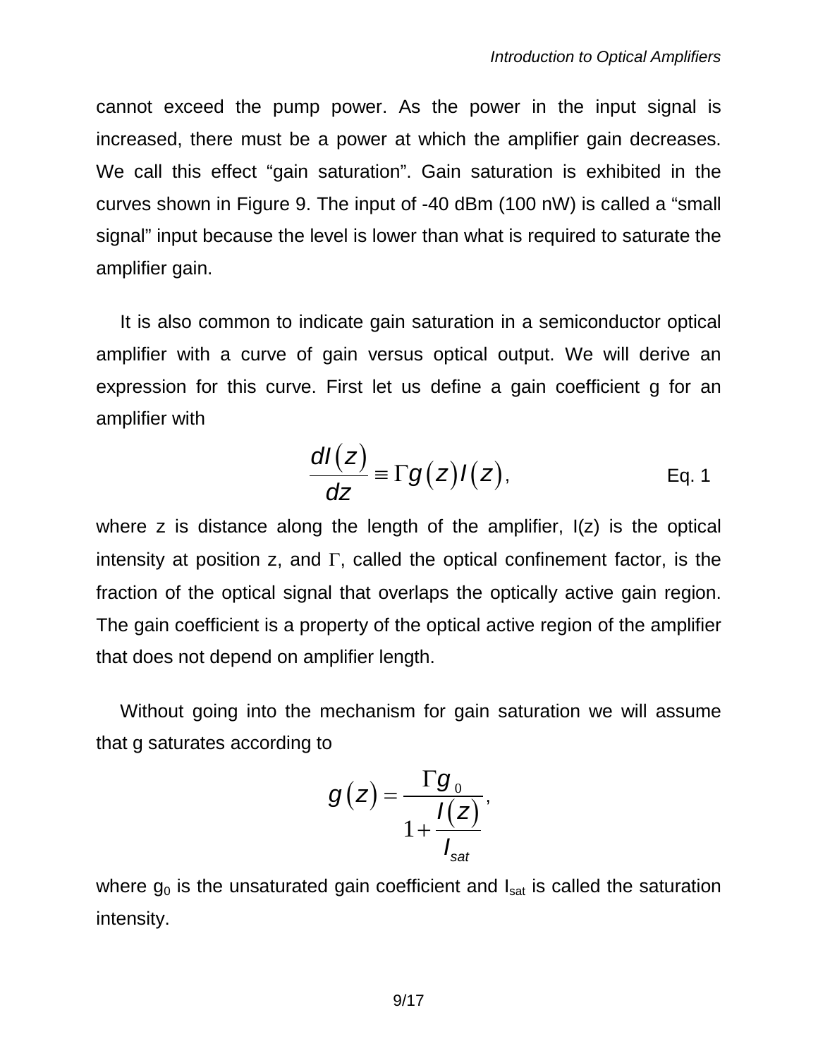cannot exceed the pump power. As the power in the input signal is increased, there must be a power at which the amplifier gain decreases. We call this effect “gain saturation”. Gain saturation is exhibited in the curves shown in Figure 9. The input of -40 dBm (100 nW) is called a “small signal” input because the level is lower than what is required to saturate the amplifier gain.

It is also common to indicate gain saturation in a semiconductor optical amplifier with a curve of gain versus optical output. We will derive an expression for this curve. First let us define a gain coefficient g for an amplifier with

$$\frac{dI(z)}{dz} \equiv \Gamma g(z) I(z), \qquad \text{Eq. 1}$$

where z is distance along the length of the amplifier, I(z) is the optical intensity at position z, and $\Gamma$, called the optical confinement factor, is the fraction of the optical signal that overlaps the optically active gain region. The gain coefficient is a property of the optical active region of the amplifier that does not depend on amplifier length.

Without going into the mechanism for gain saturation we will assume that g saturates according to

$$g(z) = \frac{\Gamma g_0}{1 + \frac{I(z)}{I_{sat}}},$$

where $g_0$ is the unsaturated gain coefficient and $I_{sat}$ is called the saturation intensity.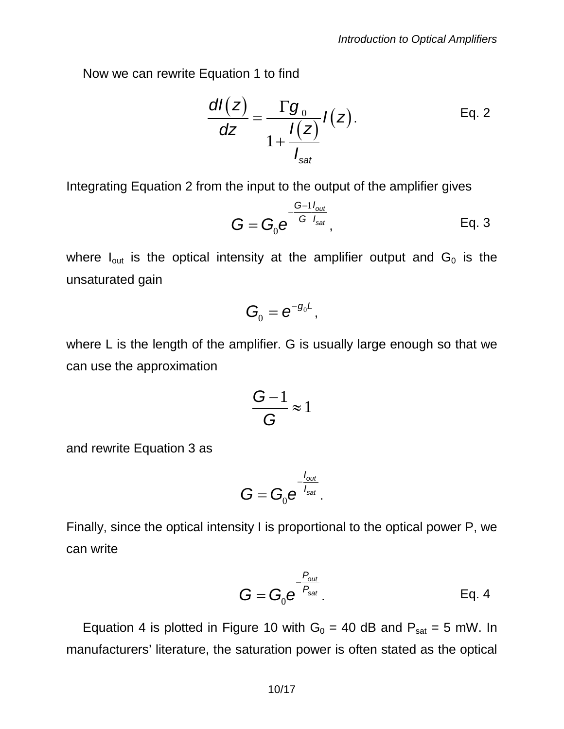Now we can rewrite Equation 1 to find

$$\frac{dI(z)}{dz} = \frac{\Gamma g_0}{1 + \frac{I(z)}{I_{sat}}} I(z). \qquad \text{Eq. 2}$$

Integrating Equation 2 from the input to the output of the amplifier gives

$$G = G_0 e^{-\frac{G-1}{G}\frac{I_{out}}{I_{sat}}}, \qquad \text{Eq. 3}$$

where $I_{out}$ is the optical intensity at the amplifier output and $G_0$ is the unsaturated gain

$$G_0 = e^{-g_0 L},$$

where L is the length of the amplifier. G is usually large enough so that we can use the approximation

$$\frac{G-1}{G} \approx 1$$

and rewrite Equation 3 as

$$G = G_0 e^{-\frac{I_{out}}{I_{sat}}}.$$

Finally, since the optical intensity I is proportional to the optical power P, we can write

$$G = G_0 e^{-\frac{P_{out}}{P_{sat}}}. \qquad \text{Eq. 4}$$

Equation 4 is plotted in Figure 10 with $G_0$ = 40 dB and $P_{sat}$ = 5 mW. In manufacturers' literature, the saturation power is often stated as the optical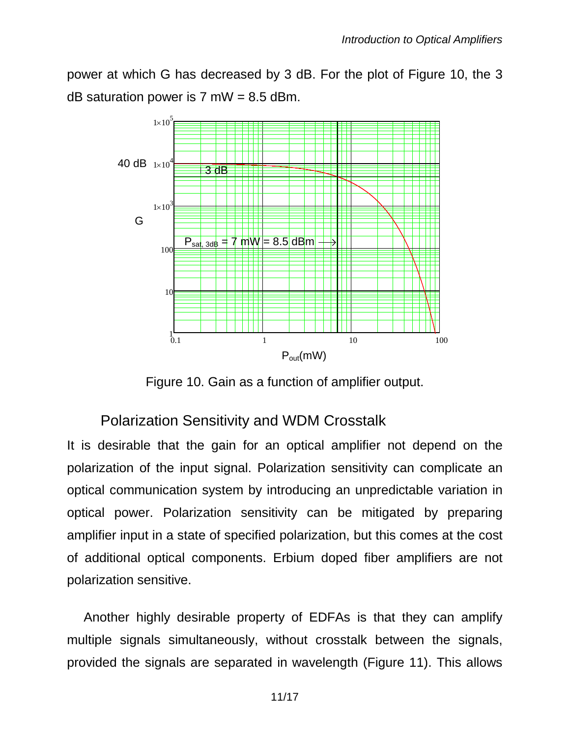power at which G has decreased by 3 dB. For the plot of Figure 10, the 3 dB saturation power is 7 mW = 8.5 dBm.

Figure 10. Gain as a function of amplifier output.

## Polarization Sensitivity and WDM Crosstalk

It is desirable that the gain for an optical amplifier not depend on the polarization of the input signal. Polarization sensitivity can complicate an optical communication system by introducing an unpredictable variation in optical power. Polarization sensitivity can be mitigated by preparing amplifier input in a state of specified polarization, but this comes at the cost of additional optical components. Erbium doped fiber amplifiers are not polarization sensitive.

Another highly desirable property of EDFAs is that they can amplify multiple signals simultaneously, without crosstalk between the signals, provided the signals are separated in wavelength (Figure 11). This allows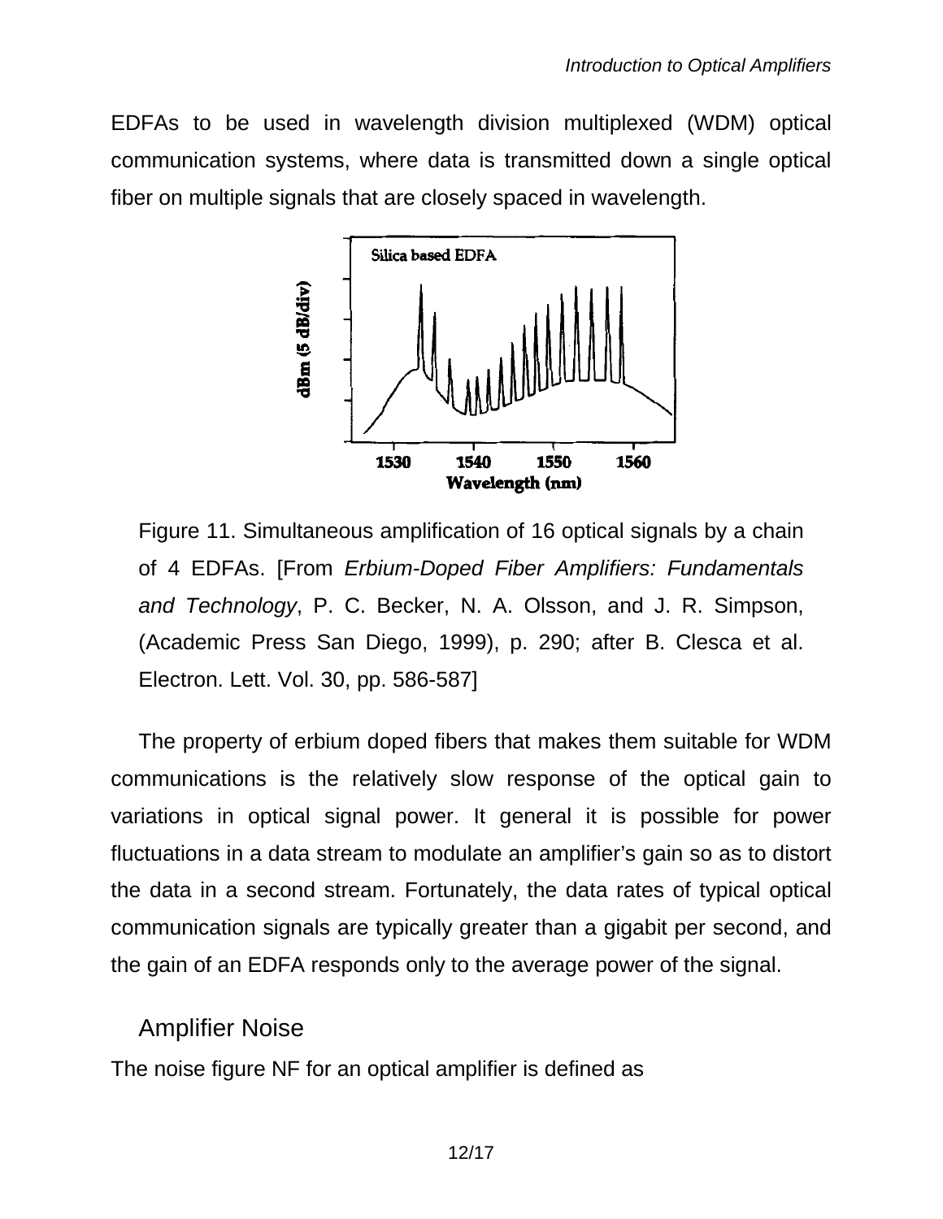EDFAs to be used in wavelength division multiplexed (WDM) optical communication systems, where data is transmitted down a single optical fiber on multiple signals that are closely spaced in wavelength.

Figure 11. Simultaneous amplification of 16 optical signals by a chain of 4 EDFAs. [From *Erbium-Doped Fiber Amplifiers: Fundamentals and Technology*, P. C. Becker, N. A. Olsson, and J. R. Simpson, (Academic Press San Diego, 1999), p. 290; after B. Clesca et al. Electron. Lett. Vol. 30, pp. 586-587]

The property of erbium doped fibers that makes them suitable for WDM communications is the relatively slow response of the optical gain to variations in optical signal power. It general it is possible for power fluctuations in a data stream to modulate an amplifier's gain so as to distort the data in a second stream. Fortunately, the data rates of typical optical communication signals are typically greater than a gigabit per second, and the gain of an EDFA responds only to the average power of the signal.

## Amplifier Noise

The noise figure NF for an optical amplifier is defined as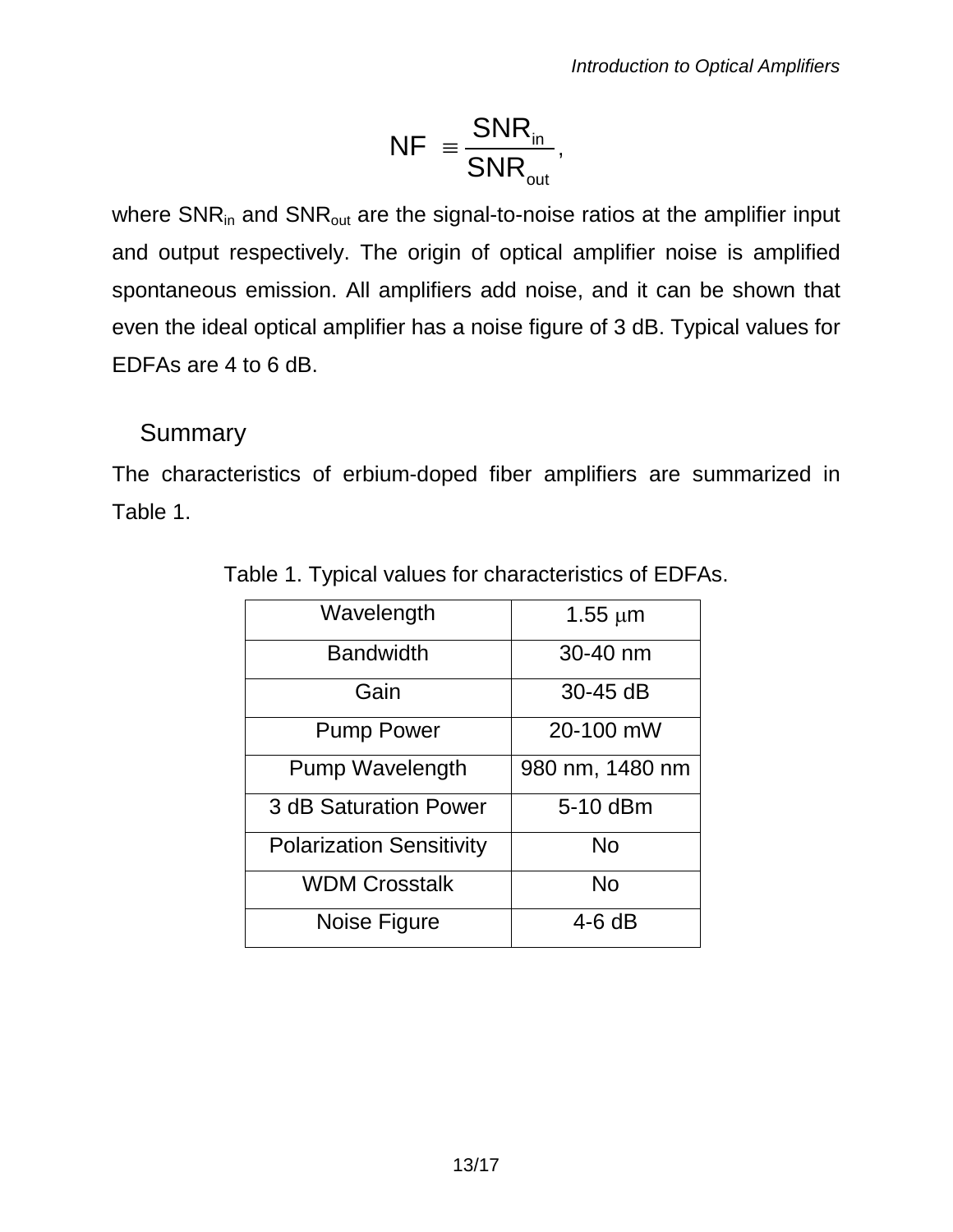$$\text{NF} \equiv \frac{\text{SNR}_{in}}{\text{SNR}_{out}},$$

where $\text{SNR}_{in}$ and $\text{SNR}_{out}$ are the signal-to-noise ratios at the amplifier input and output respectively. The origin of optical amplifier noise is amplified spontaneous emission. All amplifiers add noise, and it can be shown that even the ideal optical amplifier has a noise figure of 3 dB. Typical values for EDFAs are 4 to 6 dB.

## Summary

The characteristics of erbium-doped fiber amplifiers are summarized in Table 1.

Table 1. Typical values for characteristics of EDFAs.

| Wavelength | 1.55 μm |
|---|---|
| Bandwidth | 30-40 nm |
| Gain | 30-45 dB |
| Pump Power | 20-100 mW |
| Pump Wavelength | 980 nm, 1480 nm |
| 3 dB Saturation Power | 5-10 dBm |
| Polarization Sensitivity | No |
| WDM Crosstalk | No |
| Noise Figure | 4-6 dB |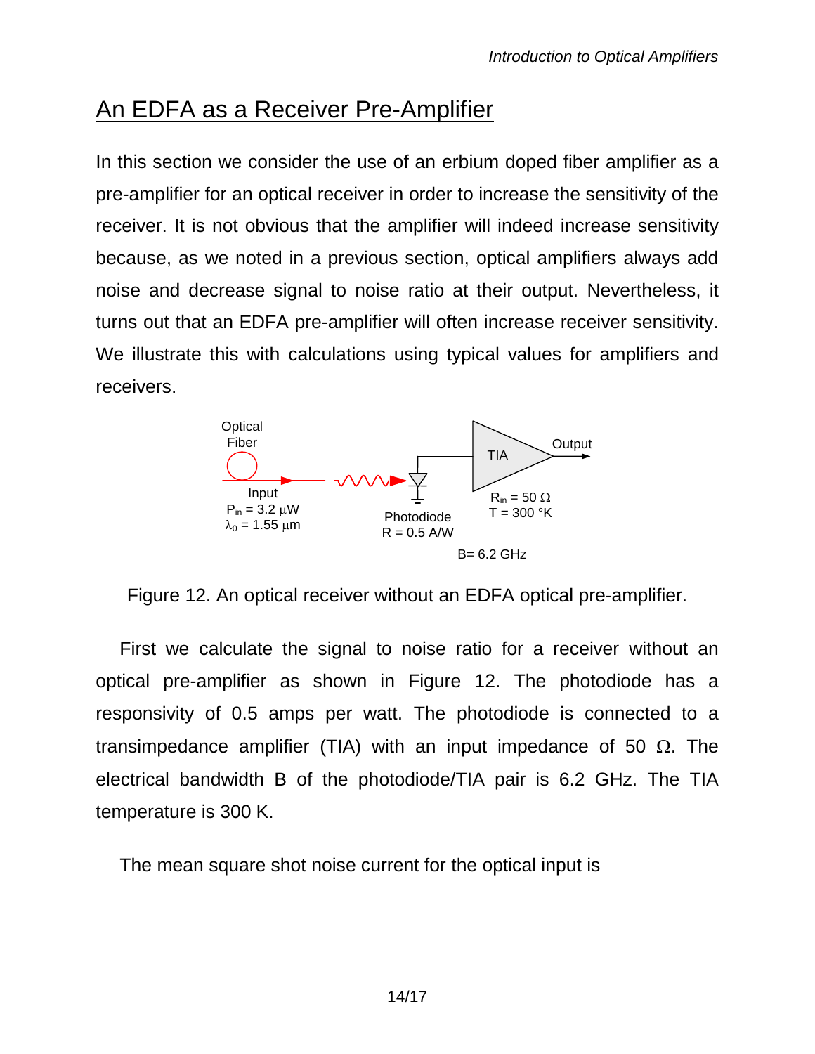## An EDFA as a Receiver Pre-Amplifier

In this section we consider the use of an erbium doped fiber amplifier as a pre-amplifier for an optical receiver in order to increase the sensitivity of the receiver. It is not obvious that the amplifier will indeed increase sensitivity because, as we noted in a previous section, optical amplifiers always add noise and decrease signal to noise ratio at their output. Nevertheless, it turns out that an EDFA pre-amplifier will often increase receiver sensitivity. We illustrate this with calculations using typical values for amplifiers and receivers.

Optical Fiber

Input
$P_{in}$ = 3.2 μW
$\lambda_0$ = 1.55 μm

Photodiode
R = 0.5 A/W

TIA

Output

$R_{in}$ = 50 Ω
T = 300 °K

B= 6.2 GHz

Figure 12. An optical receiver without an EDFA optical pre-amplifier.

First we calculate the signal to noise ratio for a receiver without an optical pre-amplifier as shown in Figure 12. The photodiode has a responsivity of 0.5 amps per watt. The photodiode is connected to a transimpedance amplifier (TIA) with an input impedance of 50 Ω. The electrical bandwidth B of the photodiode/TIA pair is 6.2 GHz. The TIA temperature is 300 K.

The mean square shot noise current for the optical input is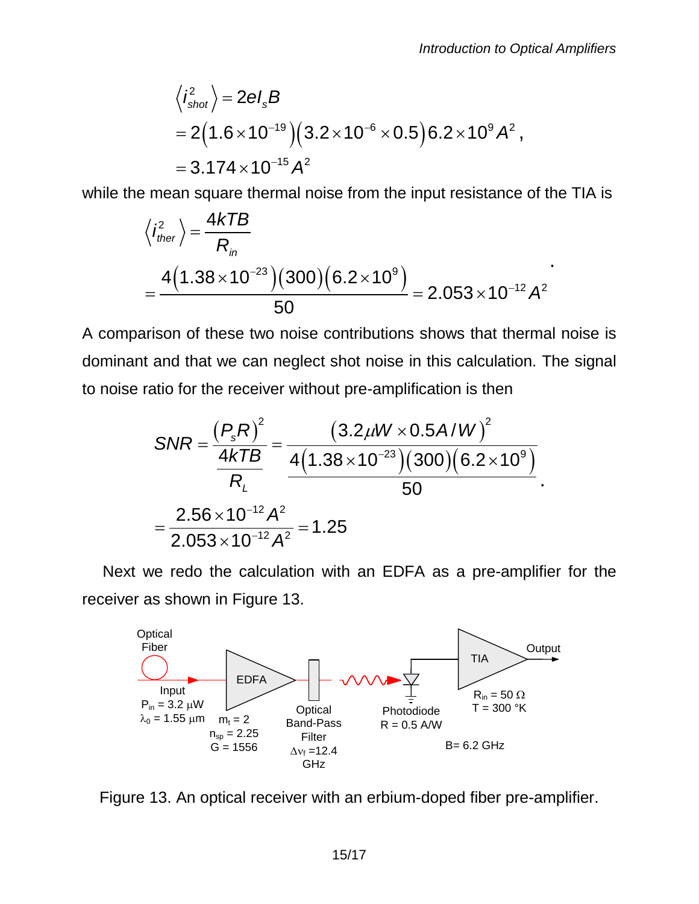$$
\begin{aligned}
\left\langle i_{shot}^2 \right\rangle &= 2eI_s B \\
&= 2\left(1.6\times10^{-19}\right)\left(3.2\times10^{-6}\times0.5\right)6.2\times10^{9} A^2, \\
&= 3.174\times10^{-15} A^2
\end{aligned}
$$

while the mean square thermal noise from the input resistance of the TIA is

$$
\begin{aligned}
\left\langle i_{ther}^2 \right\rangle &= \frac{4kTB}{R_{in}} \\
&= \frac{4\left(1.38\times10^{-23}\right)\left(300\right)\left(6.2\times10^{9}\right)}{50} = 2.053\times10^{-12} A^2
\end{aligned}
.
$$

A comparison of these two noise contributions shows that thermal noise is dominant and that we can neglect shot noise in this calculation. The signal to noise ratio for the receiver without pre-amplification is then

$$
\begin{aligned}
SNR &= \frac{\left(P_s R\right)^2}{\dfrac{4kTB}{R_L}} = \frac{\left(3.2\mu W\times0.5A/W\right)^2}{\dfrac{4\left(1.38\times10^{-23}\right)\left(300\right)\left(6.2\times10^{9}\right)}{50}} \\
&= \frac{2.56\times10^{-12}A^2}{2.053\times10^{-12}A^2} = 1.25
\end{aligned}
.
$$

Next we redo the calculation with an EDFA as a pre-amplifier for the receiver as shown in Figure 13.

Optical Fiber — Input: $P_{in}$ = 3.2 μW, $\lambda_0$ = 1.55 μm — EDFA: $m_t$ = 2, $n_{sp}$ = 2.25, G = 1556 — Optical Band-Pass Filter: $\Delta\nu_f$ = 12.4 GHz — Photodiode: R = 0.5 A/W — TIA: $R_{in}$ = 50 Ω, T = 300 °K — Output — B = 6.2 GHz

Figure 13. An optical receiver with an erbium-doped fiber pre-amplifier.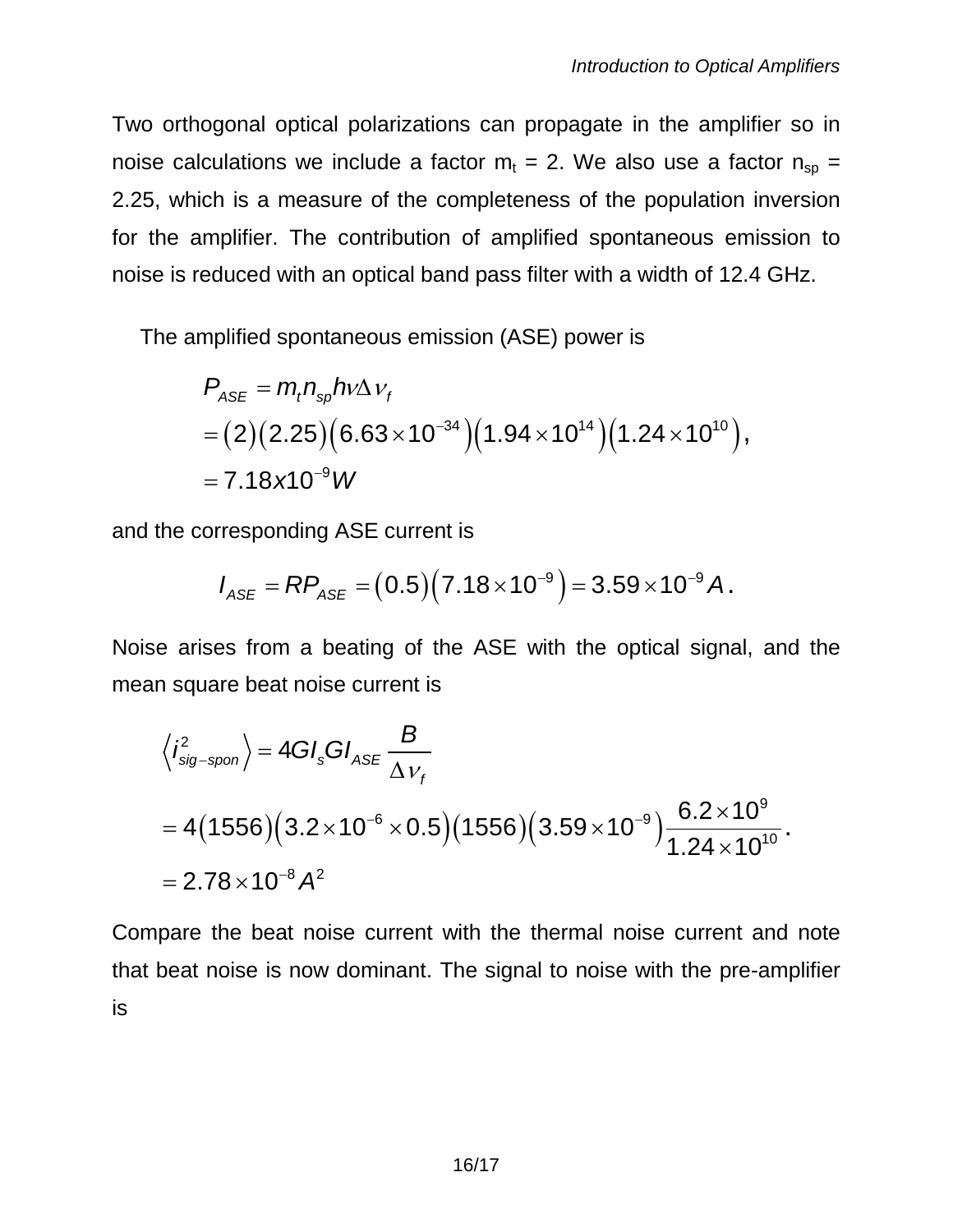Two orthogonal optical polarizations can propagate in the amplifier so in noise calculations we include a factor $m_t$ = 2. We also use a factor $n_{sp}$ = 2.25, which is a measure of the completeness of the population inversion for the amplifier. The contribution of amplified spontaneous emission to noise is reduced with an optical band pass filter with a width of 12.4 GHz.

The amplified spontaneous emission (ASE) power is

$$
\begin{aligned}
P_{ASE} &= m_t n_{sp} h\nu \Delta\nu_f \\
&= (2)(2.25)\left(6.63\times10^{-34}\right)\left(1.94\times10^{14}\right)\left(1.24\times10^{10}\right), \\
&= 7.18x10^{-9}W
\end{aligned}
$$

and the corresponding ASE current is

$$
I_{ASE} = RP_{ASE} = (0.5)\left(7.18\times10^{-9}\right) = 3.59\times10^{-9}A.
$$

Noise arises from a beating of the ASE with the optical signal, and the mean square beat noise current is

$$
\begin{aligned}
\left\langle i^2_{sig-spon}\right\rangle &= 4GI_sGI_{ASE}\frac{B}{\Delta\nu_f} \\
&= 4(1556)\left(3.2\times10^{-6}\times0.5\right)(1556)\left(3.59\times10^{-9}\right)\frac{6.2\times10^{9}}{1.24\times10^{10}}. \\
&= 2.78\times10^{-8}A^2
\end{aligned}
$$

Compare the beat noise current with the thermal noise current and note that beat noise is now dominant. The signal to noise with the pre-amplifier is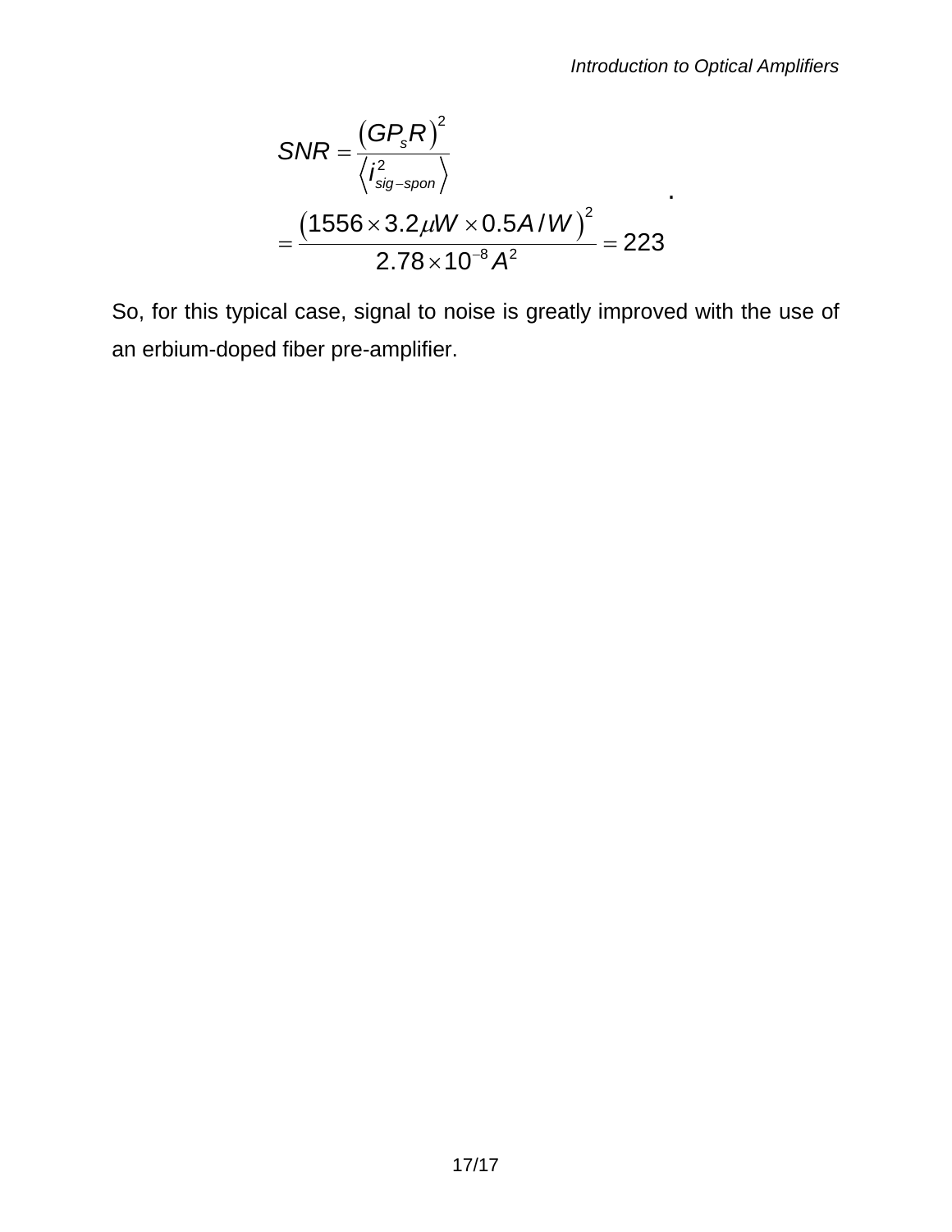$$
\begin{aligned}
SNR &= \frac{\left(GP_sR\right)^2}{\left\langle i_{sig-spon}^2 \right\rangle} \\
&= \frac{\left(1556 \times 3.2\mu W \times 0.5 A/W\right)^2}{2.78 \times 10^{-8} A^2} = 223
\end{aligned}
.
$$

So, for this typical case, signal to noise is greatly improved with the use of an erbium-doped fiber pre-amplifier.